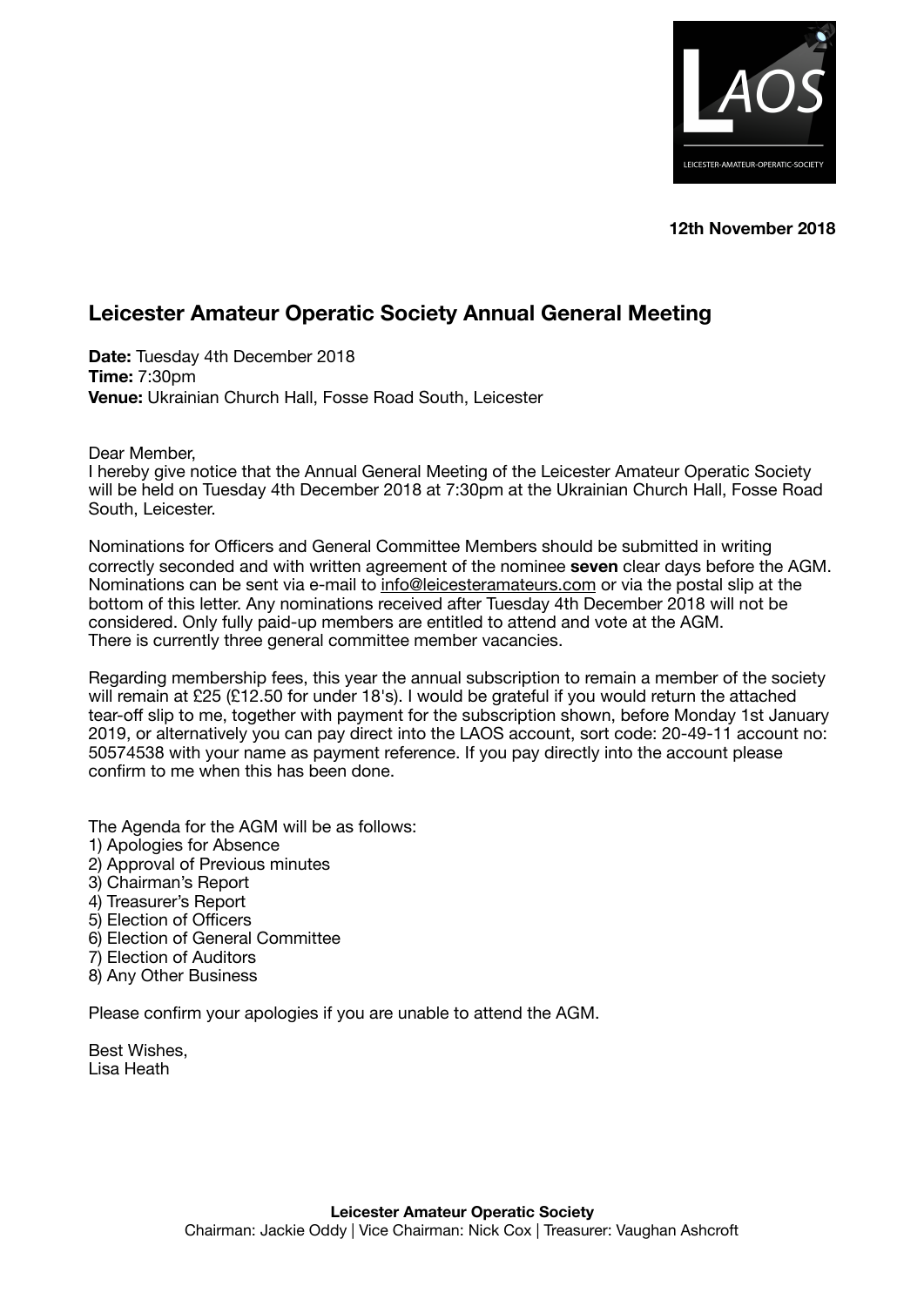**12th November 2018**

## Leicester Amateur Operatic Society Annual General Meeting

**Date:** Tuesday 4th December 2018
**Time:** 7:30pm
**Venue:** Ukrainian Church Hall, Fosse Road South, Leicester

Dear Member,
I hereby give notice that the Annual General Meeting of the Leicester Amateur Operatic Society will be held on Tuesday 4th December 2018 at 7:30pm at the Ukrainian Church Hall, Fosse Road South, Leicester.

Nominations for Officers and General Committee Members should be submitted in writing correctly seconded and with written agreement of the nominee **seven** clear days before the AGM. Nominations can be sent via e-mail to info@leicesteramateurs.com or via the postal slip at the bottom of this letter. Any nominations received after Tuesday 4th December 2018 will not be considered. Only fully paid-up members are entitled to attend and vote at the AGM.
There is currently three general committee member vacancies.

Regarding membership fees, this year the annual subscription to remain a member of the society will remain at £25 (£12.50 for under 18's). I would be grateful if you would return the attached tear-off slip to me, together with payment for the subscription shown, before Monday 1st January 2019, or alternatively you can pay direct into the LAOS account, sort code: 20-49-11 account no: 50574538 with your name as payment reference. If you pay directly into the account please confirm to me when this has been done.

The Agenda for the AGM will be as follows:
1) Apologies for Absence
2) Approval of Previous minutes
3) Chairman's Report
4) Treasurer's Report
5) Election of Officers
6) Election of General Committee
7) Election of Auditors
8) Any Other Business

Please confirm your apologies if you are unable to attend the AGM.

Best Wishes,
Lisa Heath

**Leicester Amateur Operatic Society**
Chairman: Jackie Oddy | Vice Chairman: Nick Cox | Treasurer: Vaughan Ashcroft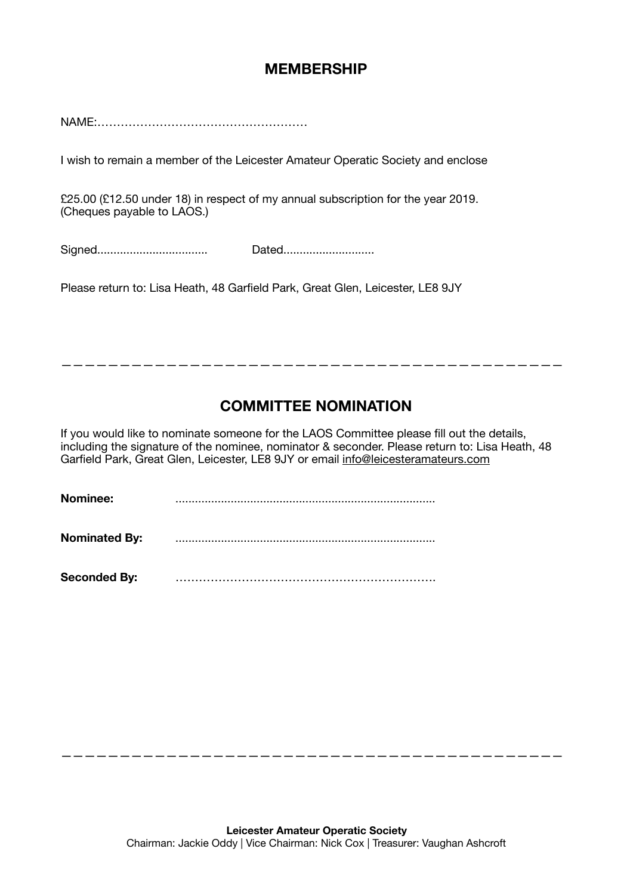## MEMBERSHIP

NAME:………………………………………………

I wish to remain a member of the Leicester Amateur Operatic Society and enclose

£25.00 (£12.50 under 18) in respect of my annual subscription for the year 2019.
(Cheques payable to LAOS.)

Signed.................................          Dated...........................

Please return to: Lisa Heath, 48 Garfield Park, Great Glen, Leicester, LE8 9JY

---

## COMMITTEE NOMINATION

If you would like to nominate someone for the LAOS Committee please fill out the details, including the signature of the nominee, nominator & seconder. Please return to: Lisa Heath, 48 Garfield Park, Great Glen, Leicester, LE8 9JY or email info@leicesteramateurs.com

**Nominee:** ...............................................................................

**Nominated By:** ...............................................................................

**Seconded By:** ………………………………………………………….

---

**Leicester Amateur Operatic Society**
Chairman: Jackie Oddy | Vice Chairman: Nick Cox | Treasurer: Vaughan Ashcroft